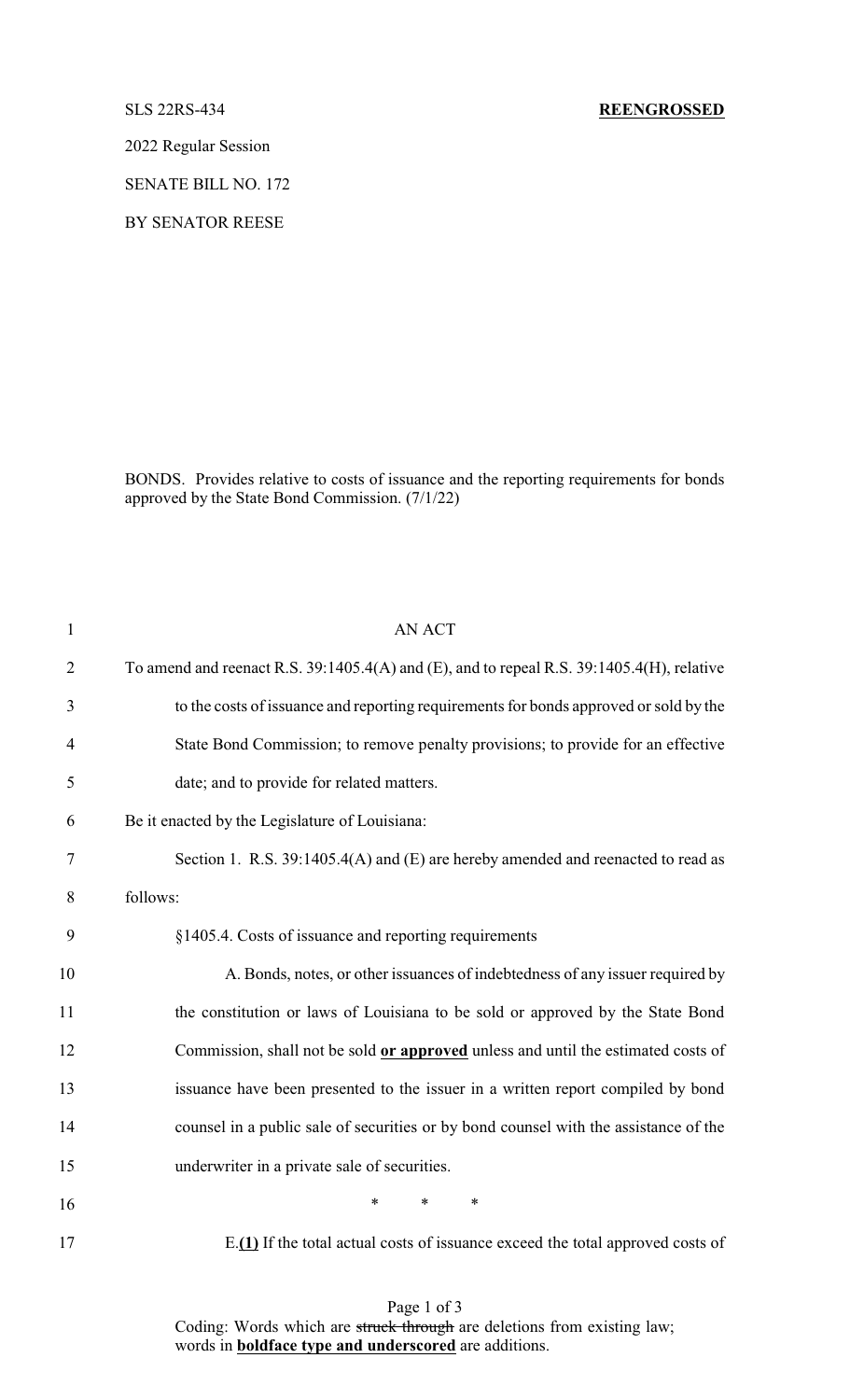SLS 22RS-434 **REENGROSSED**

2022 Regular Session

SENATE BILL NO. 172

BY SENATOR REESE

BONDS. Provides relative to costs of issuance and the reporting requirements for bonds approved by the State Bond Commission. (7/1/22)

AN ACT

To amend and reenact R.S. 39:1405.4(A) and (E), and to repeal R.S. 39:1405.4(H), relative to the costs of issuance and reporting requirements for bonds approved or sold by the State Bond Commission; to remove penalty provisions; to provide for an effective date; and to provide for related matters.

Be it enacted by the Legislature of Louisiana:

Section 1. R.S. 39:1405.4(A) and (E) are hereby amended and reenacted to read as follows:

§1405.4. Costs of issuance and reporting requirements

A. Bonds, notes, or other issuances of indebtedness of any issuer required by the constitution or laws of Louisiana to be sold or approved by the State Bond Commission, shall not be sold **or approved** unless and until the estimated costs of issuance have been presented to the issuer in a written report compiled by bond counsel in a public sale of securities or by bond counsel with the assistance of the underwriter in a private sale of securities.

\* \* \*

E.**(1)** If the total actual costs of issuance exceed the total approved costs of

Coding: Words which are ~~struck through~~ are deletions from existing law; words in **boldface type and underscored** are additions.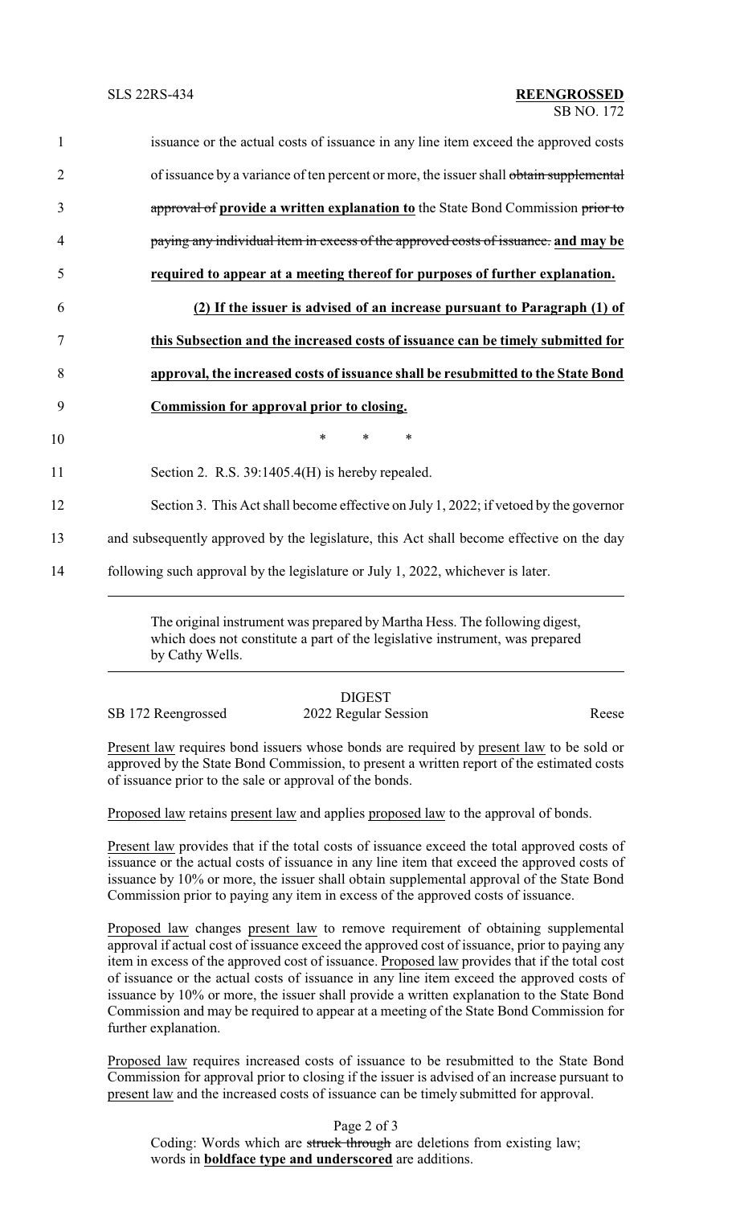issuance or the actual costs of issuance in any line item exceed the approved costs of issuance by a variance of ten percent or more, the issuer shall ~~obtain supplemental approval of~~ **provide a written explanation to** the State Bond Commission ~~prior to paying any individual item in excess of the approved costs of issuance.~~ **and may be required to appear at a meeting thereof for purposes of further explanation.**

**(2) If the issuer is advised of an increase pursuant to Paragraph (1) of this Subsection and the increased costs of issuance can be timely submitted for approval, the increased costs of issuance shall be resubmitted to the State Bond Commission for approval prior to closing.**

\* \* \*

Section 2. R.S. 39:1405.4(H) is hereby repealed.

Section 3. This Act shall become effective on July 1, 2022; if vetoed by the governor and subsequently approved by the legislature, this Act shall become effective on the day following such approval by the legislature or July 1, 2022, whichever is later.

---

The original instrument was prepared by Martha Hess. The following digest, which does not constitute a part of the legislative instrument, was prepared by Cathy Wells.

---

## DIGEST

SB 172 Reengrossed — 2022 Regular Session — Reese

Present law requires bond issuers whose bonds are required by present law to be sold or approved by the State Bond Commission, to present a written report of the estimated costs of issuance prior to the sale or approval of the bonds.

Proposed law retains present law and applies proposed law to the approval of bonds.

Present law provides that if the total costs of issuance exceed the total approved costs of issuance or the actual costs of issuance in any line item that exceed the approved costs of issuance by 10% or more, the issuer shall obtain supplemental approval of the State Bond Commission prior to paying any item in excess of the approved costs of issuance.

Proposed law changes present law to remove requirement of obtaining supplemental approval if actual cost of issuance exceed the approved cost of issuance, prior to paying any item in excess of the approved cost of issuance. Proposed law provides that if the total cost of issuance or the actual costs of issuance in any line item exceed the approved costs of issuance by 10% or more, the issuer shall provide a written explanation to the State Bond Commission and may be required to appear at a meeting of the State Bond Commission for further explanation.

Proposed law requires increased costs of issuance to be resubmitted to the State Bond Commission for approval prior to closing if the issuer is advised of an increase pursuant to present law and the increased costs of issuance can be timely submitted for approval.

Coding: Words which are ~~struck through~~ are deletions from existing law; words in **boldface type and underscored** are additions.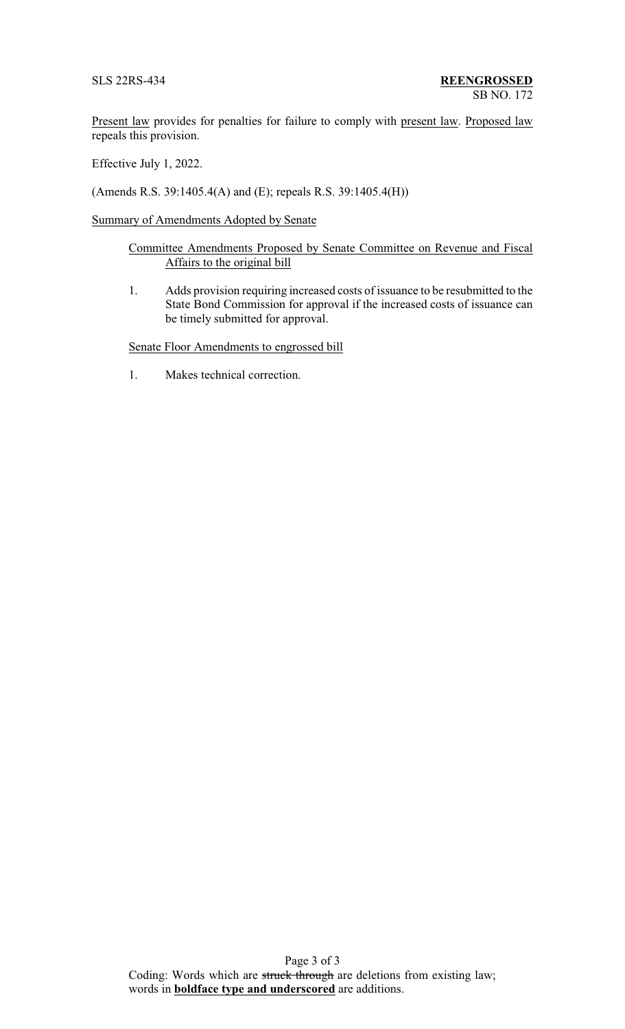Present law provides for penalties for failure to comply with present law. Proposed law repeals this provision.

Effective July 1, 2022.

(Amends R.S. 39:1405.4(A) and (E); repeals R.S. 39:1405.4(H))

Summary of Amendments Adopted by Senate

Committee Amendments Proposed by Senate Committee on Revenue and Fiscal Affairs to the original bill

1. Adds provision requiring increased costs of issuance to be resubmitted to the State Bond Commission for approval if the increased costs of issuance can be timely submitted for approval.

Senate Floor Amendments to engrossed bill

1. Makes technical correction.